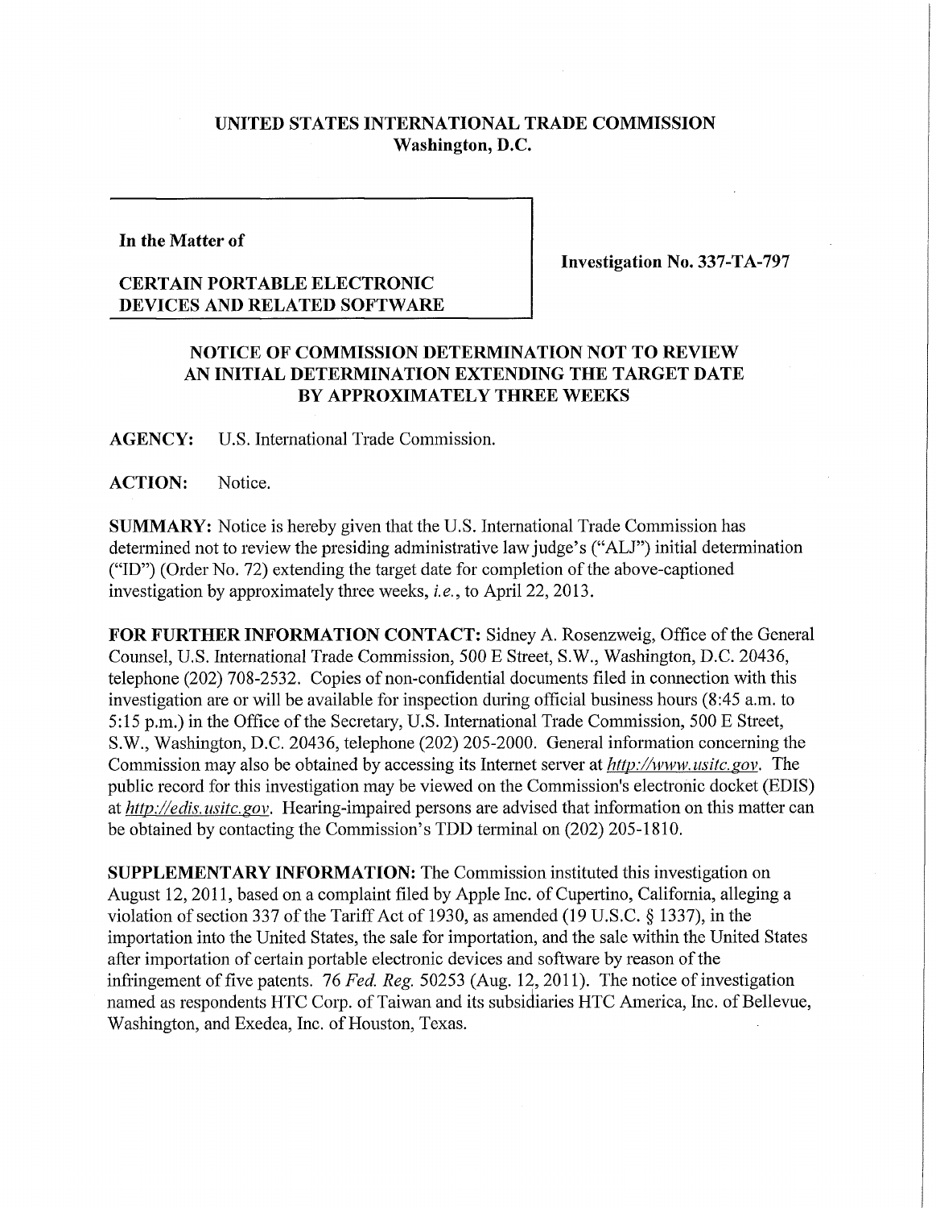**UNITED STATES INTERNATIONAL TRADE COMMISSION**
**Washington, D.C.**

| In the Matter of<br><br>**CERTAIN PORTABLE ELECTRONIC DEVICES AND RELATED SOFTWARE** | **Investigation No. 337-TA-797** |
|---|---|

## NOTICE OF COMMISSION DETERMINATION NOT TO REVIEW AN INITIAL DETERMINATION EXTENDING THE TARGET DATE BY APPROXIMATELY THREE WEEKS

**AGENCY:** U.S. International Trade Commission.

**ACTION:** Notice.

**SUMMARY:** Notice is hereby given that the U.S. International Trade Commission has determined not to review the presiding administrative law judge's ("ALJ") initial determination ("ID") (Order No. 72) extending the target date for completion of the above-captioned investigation by approximately three weeks, *i.e.*, to April 22, 2013.

**FOR FURTHER INFORMATION CONTACT:** Sidney A. Rosenzweig, Office of the General Counsel, U.S. International Trade Commission, 500 E Street, S.W., Washington, D.C. 20436, telephone (202) 708-2532. Copies of non-confidential documents filed in connection with this investigation are or will be available for inspection during official business hours (8:45 a.m. to 5:15 p.m.) in the Office of the Secretary, U.S. International Trade Commission, 500 E Street, S.W., Washington, D.C. 20436, telephone (202) 205-2000. General information concerning the Commission may also be obtained by accessing its Internet server at *http://www.usitc.gov*. The public record for this investigation may be viewed on the Commission's electronic docket (EDIS) at *http://edis.usitc.gov*. Hearing-impaired persons are advised that information on this matter can be obtained by contacting the Commission's TDD terminal on (202) 205-1810.

**SUPPLEMENTARY INFORMATION:** The Commission instituted this investigation on August 12, 2011, based on a complaint filed by Apple Inc. of Cupertino, California, alleging a violation of section 337 of the Tariff Act of 1930, as amended (19 U.S.C. § 1337), in the importation into the United States, the sale for importation, and the sale within the United States after importation of certain portable electronic devices and software by reason of the infringement of five patents. 76 *Fed. Reg.* 50253 (Aug. 12, 2011). The notice of investigation named as respondents HTC Corp. of Taiwan and its subsidiaries HTC America, Inc. of Bellevue, Washington, and Exedea, Inc. of Houston, Texas.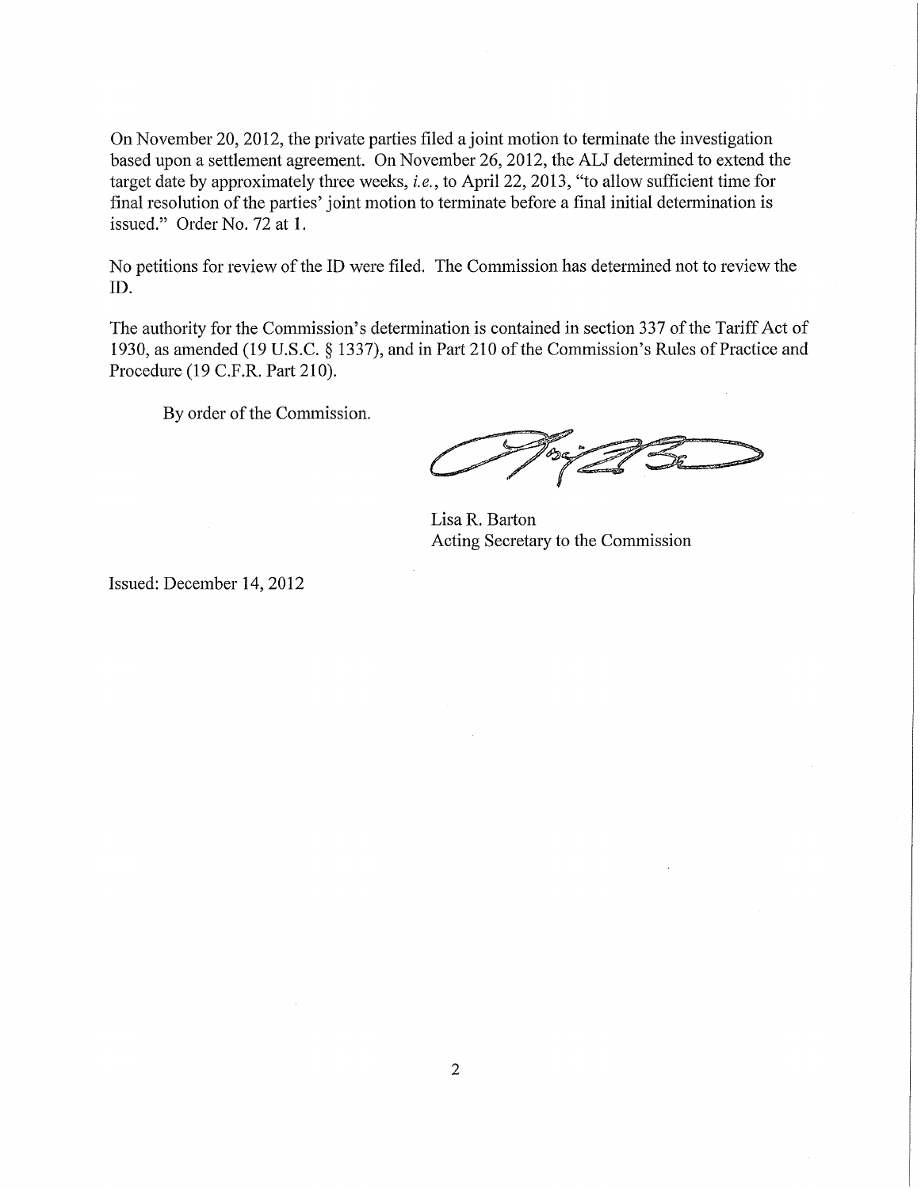On November 20, 2012, the private parties filed a joint motion to terminate the investigation based upon a settlement agreement. On November 26, 2012, the ALJ determined to extend the target date by approximately three weeks, *i.e.*, to April 22, 2013, "to allow sufficient time for final resolution of the parties' joint motion to terminate before a final initial determination is issued." Order No. 72 at 1.

No petitions for review of the ID were filed. The Commission has determined not to review the ID.

The authority for the Commission's determination is contained in section 337 of the Tariff Act of 1930, as amended (19 U.S.C. § 1337), and in Part 210 of the Commission's Rules of Practice and Procedure (19 C.F.R. Part 210).

By order of the Commission.

Lisa R. Barton
Acting Secretary to the Commission

Issued: December 14, 2012